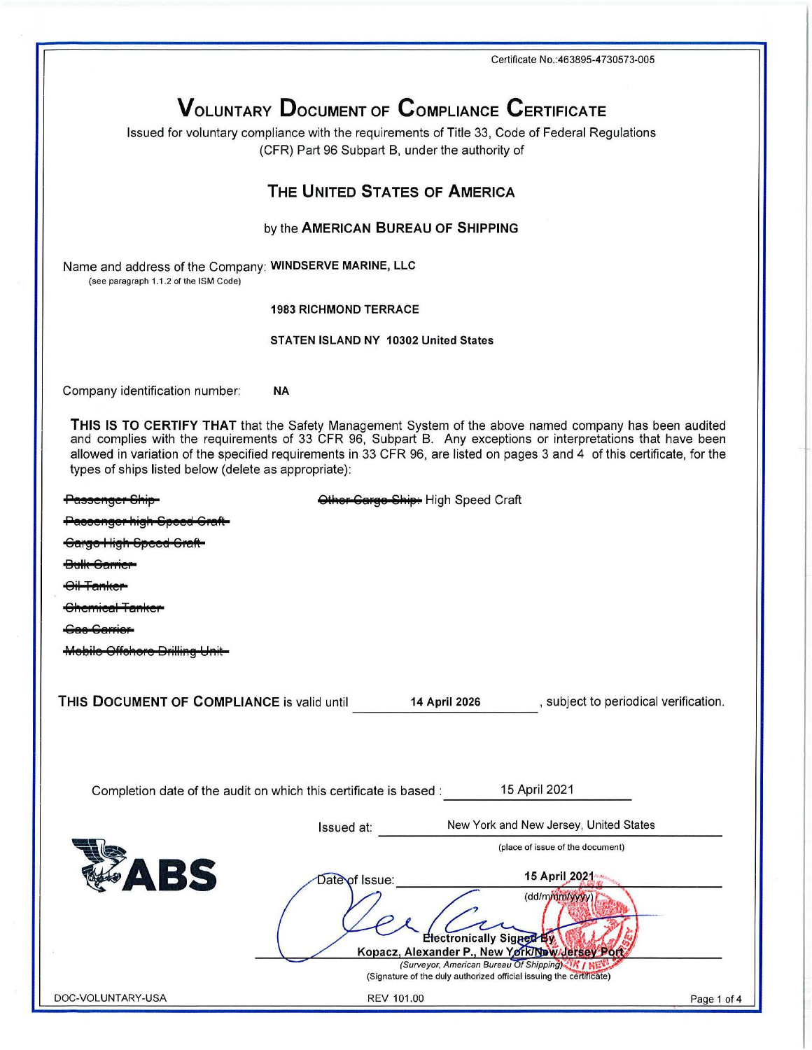Certificate No.:463895-4730573-005

# VOLUNTARY DOCUMENT OF COMPLIANCE CERTIFICATE

Issued for voluntary compliance with the requirements of Title 33, Code of Federal Regulations (CFR) Part 96 Subpart B, under the authority of

## THE UNITED STATES OF AMERICA

by the **AMERICAN BUREAU OF SHIPPING**

Name and address of the Company: **WINDSERVE MARINE, LLC**
(see paragraph 1.1.2 of the ISM Code)

**1983 RICHMOND TERRACE**

**STATEN ISLAND NY 10302 United States**

Company identification number: **NA**

**THIS IS TO CERTIFY THAT** that the Safety Management System of the above named company has been audited and complies with the requirements of 33 CFR 96, Subpart B. Any exceptions or interpretations that have been allowed in variation of the specified requirements in 33 CFR 96, are listed on pages 3 and 4 of this certificate, for the types of ships listed below (delete as appropriate):

~~Passenger Ship~~

~~Passenger high Speed Craft~~

~~Cargo High Speed Craft~~

~~Bulk Carrier~~

~~Oil Tanker~~

~~Chemical Tanker~~

~~Gas Carrier~~

~~Mobile Offshore Drilling Unit~~

~~Other Cargo Ship:~~ High Speed Craft

**THIS DOCUMENT OF COMPLIANCE** is valid until **14 April 2026**, subject to periodical verification.

Completion date of the audit on which this certificate is based : 15 April 2021

Issued at: New York and New Jersey, United States
(place of issue of the document)

Date of Issue: **15 April 2021**
(dd/mmm/yyyy)

Electronically Signed By
Kopacz, Alexander P., New York/New Jersey Port
*(Surveyor, American Bureau Of Shipping)*
(Signature of the duly authorized official issuing the certificate)

DOC-VOLUNTARY-USA REV 101.00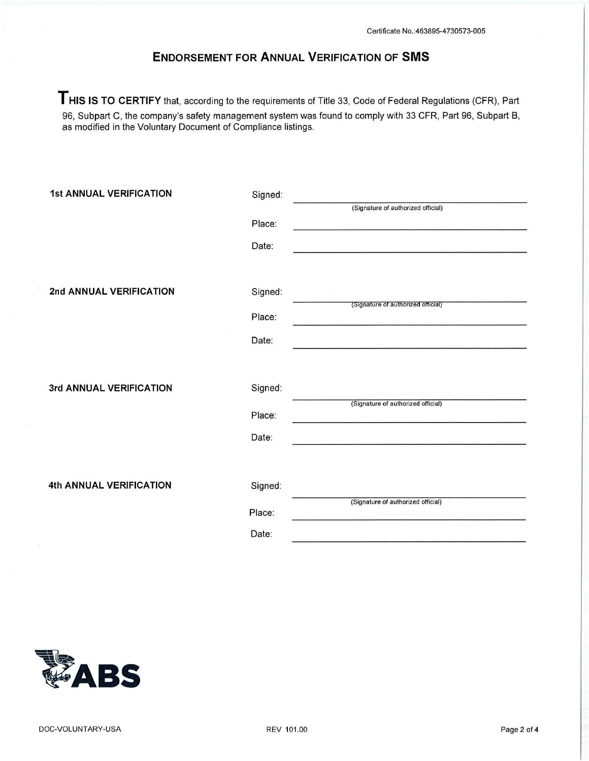Certificate No.:463895-4730573-005

## ENDORSEMENT FOR ANNUAL VERIFICATION OF SMS

**THIS IS TO CERTIFY** that, according to the requirements of Title 33, Code of Federal Regulations (CFR), Part 96, Subpart C, the company's safety management system was found to comply with 33 CFR, Part 96, Subpart B, as modified in the Voluntary Document of Compliance listings.

**1st ANNUAL VERIFICATION**

Signed: ____________________________________
(Signature of authorized official)

Place: ____________________________________

Date: ____________________________________

**2nd ANNUAL VERIFICATION**

Signed: ____________________________________
(Signature of authorized official)

Place: ____________________________________

Date: ____________________________________

**3rd ANNUAL VERIFICATION**

Signed: ____________________________________
(Signature of authorized official)

Place: ____________________________________

Date: ____________________________________

**4th ANNUAL VERIFICATION**

Signed: ____________________________________
(Signature of authorized official)

Place: ____________________________________

Date: ____________________________________

ABS

DOC-VOLUNTARY-USA REV 101.00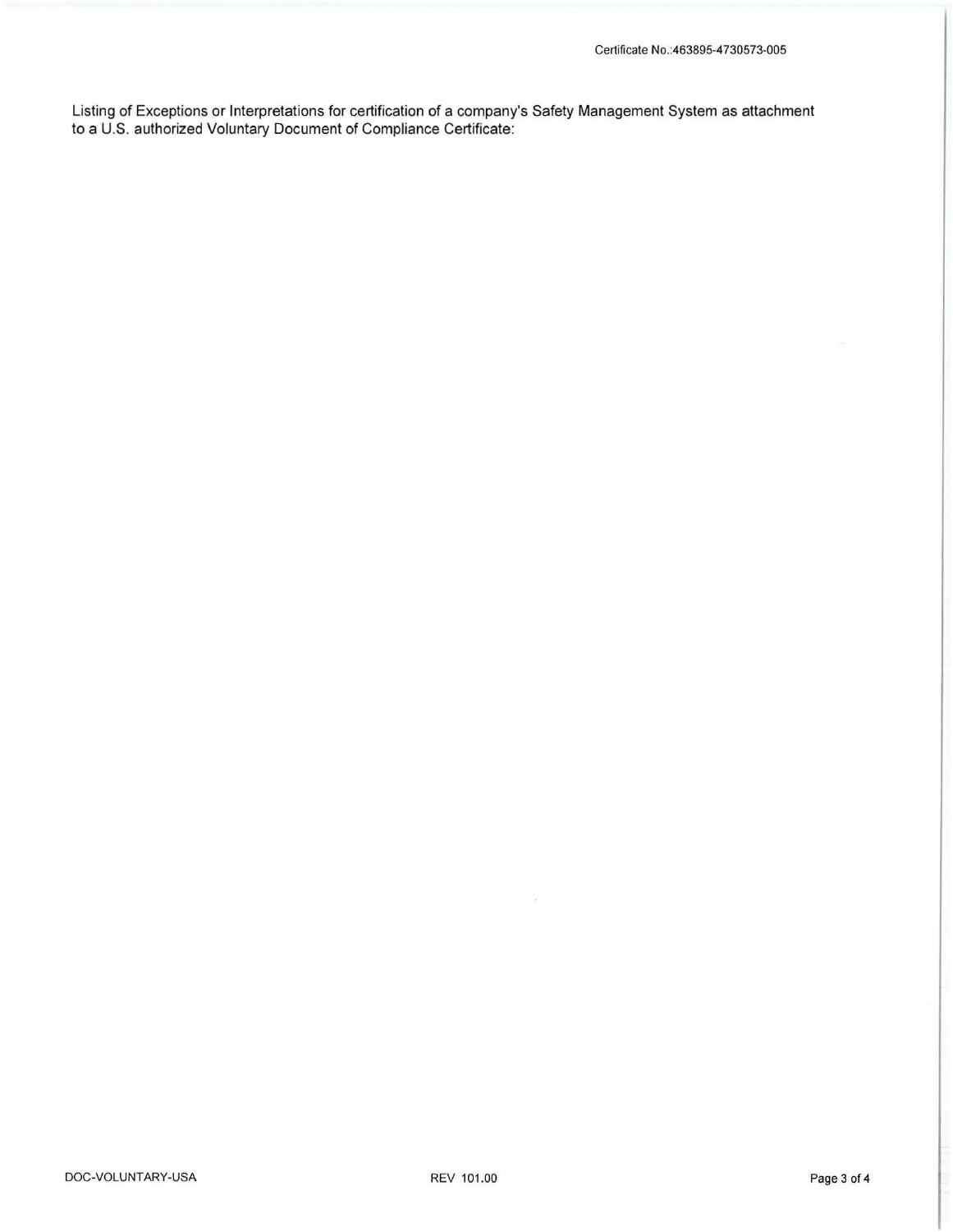Certificate No.:463895-4730573-005

Listing of Exceptions or Interpretations for certification of a company's Safety Management System as attachment to a U.S. authorized Voluntary Document of Compliance Certificate:

DOC-VOLUNTARY-USA REV 101.00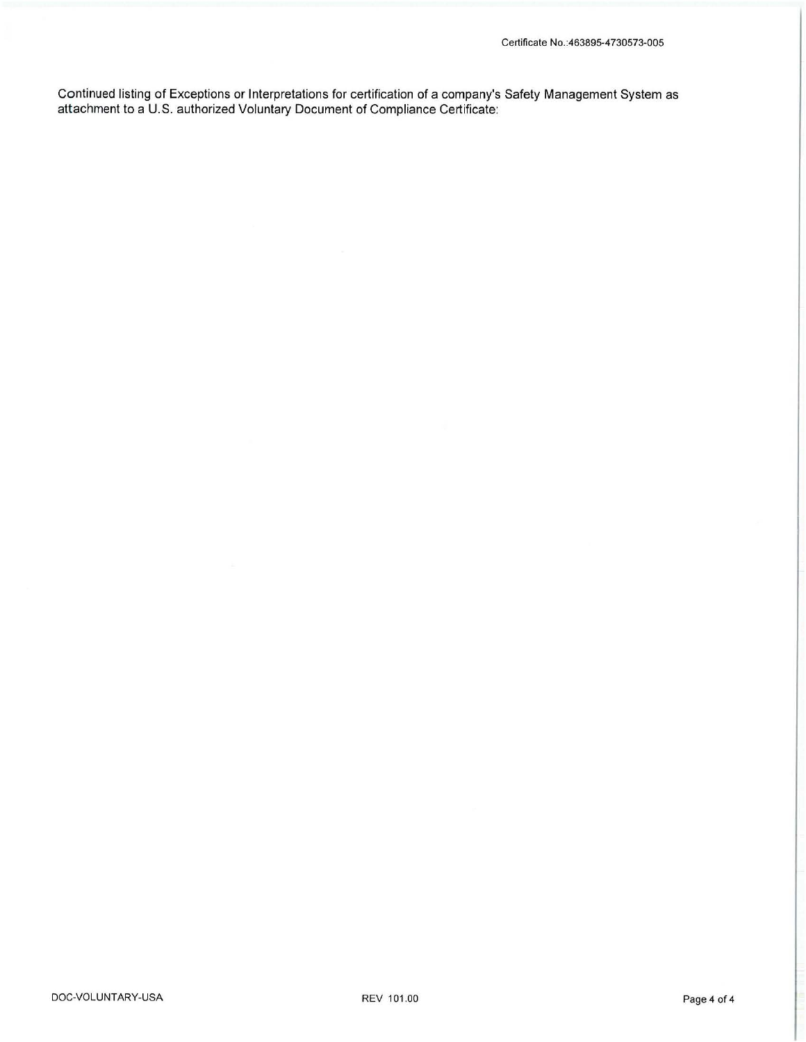Certificate No.:463895-4730573-005

Continued listing of Exceptions or Interpretations for certification of a company's Safety Management System as attachment to a U.S. authorized Voluntary Document of Compliance Certificate: